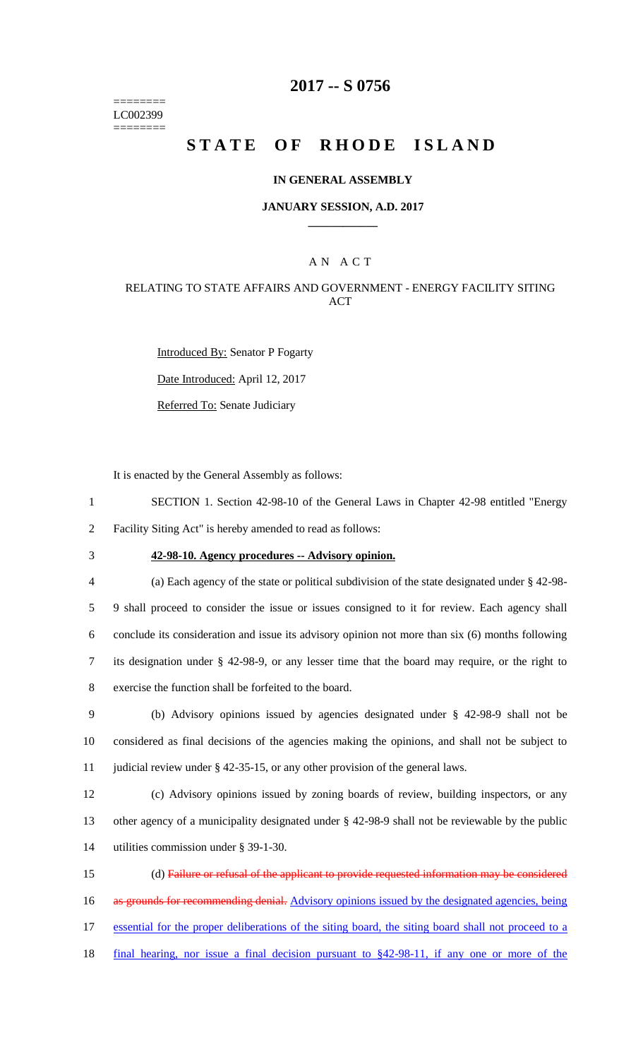========
LC002399
========

# 2017 -- S 0756

# STATE OF RHODE ISLAND

## IN GENERAL ASSEMBLY

### JANUARY SESSION, A.D. 2017

A N A C T

RELATING TO STATE AFFAIRS AND GOVERNMENT - ENERGY FACILITY SITING ACT

Introduced By: Senator P Fogarty

Date Introduced: April 12, 2017

Referred To: Senate Judiciary

It is enacted by the General Assembly as follows:

1 SECTION 1. Section 42-98-10 of the General Laws in Chapter 42-98 entitled "Energy
2 Facility Siting Act" is hereby amended to read as follows:

3 **42-98-10. Agency procedures -- Advisory opinion.**

4 (a) Each agency of the state or political subdivision of the state designated under § 42-98-
5 9 shall proceed to consider the issue or issues consigned to it for review. Each agency shall
6 conclude its consideration and issue its advisory opinion not more than six (6) months following
7 its designation under § 42-98-9, or any lesser time that the board may require, or the right to
8 exercise the function shall be forfeited to the board.

9 (b) Advisory opinions issued by agencies designated under § 42-98-9 shall not be
10 considered as final decisions of the agencies making the opinions, and shall not be subject to
11 judicial review under § 42-35-15, or any other provision of the general laws.

12 (c) Advisory opinions issued by zoning boards of review, building inspectors, or any
13 other agency of a municipality designated under § 42-98-9 shall not be reviewable by the public
14 utilities commission under § 39-1-30.

15 (d) ~~Failure or refusal of the applicant to provide requested information may be considered~~
16 ~~as grounds for recommending denial.~~ Advisory opinions issued by the designated agencies, being
17 essential for the proper deliberations of the siting board, the siting board shall not proceed to a
18 final hearing, nor issue a final decision pursuant to §42-98-11, if any one or more of the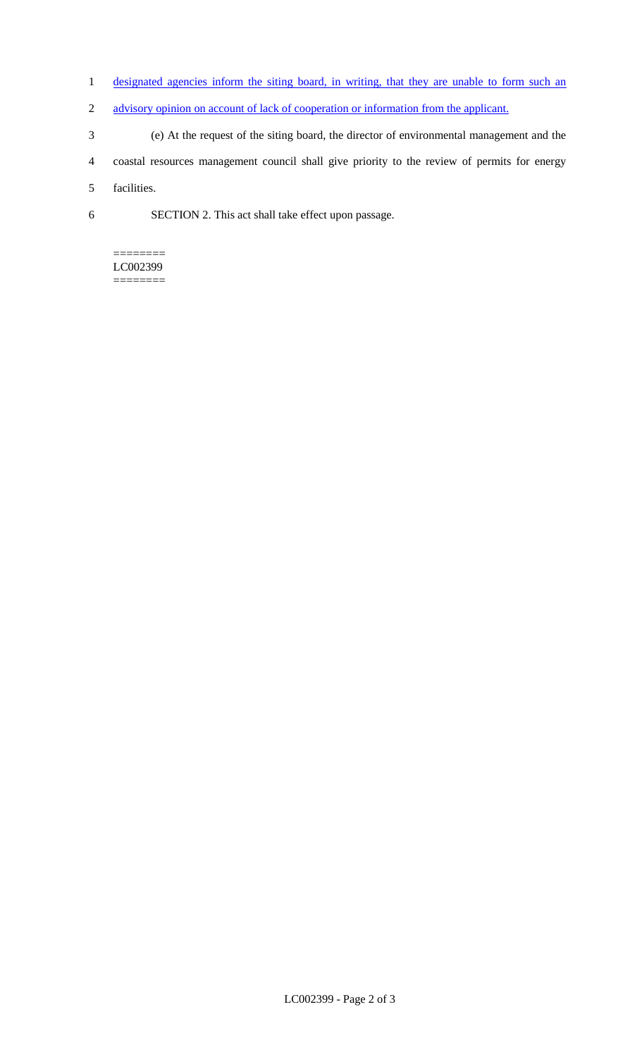designated agencies inform the siting board, in writing, that they are unable to form such an advisory opinion on account of lack of cooperation or information from the applicant.

(e) At the request of the siting board, the director of environmental management and the coastal resources management council shall give priority to the review of permits for energy facilities.

SECTION 2. This act shall take effect upon passage.

========
LC002399
========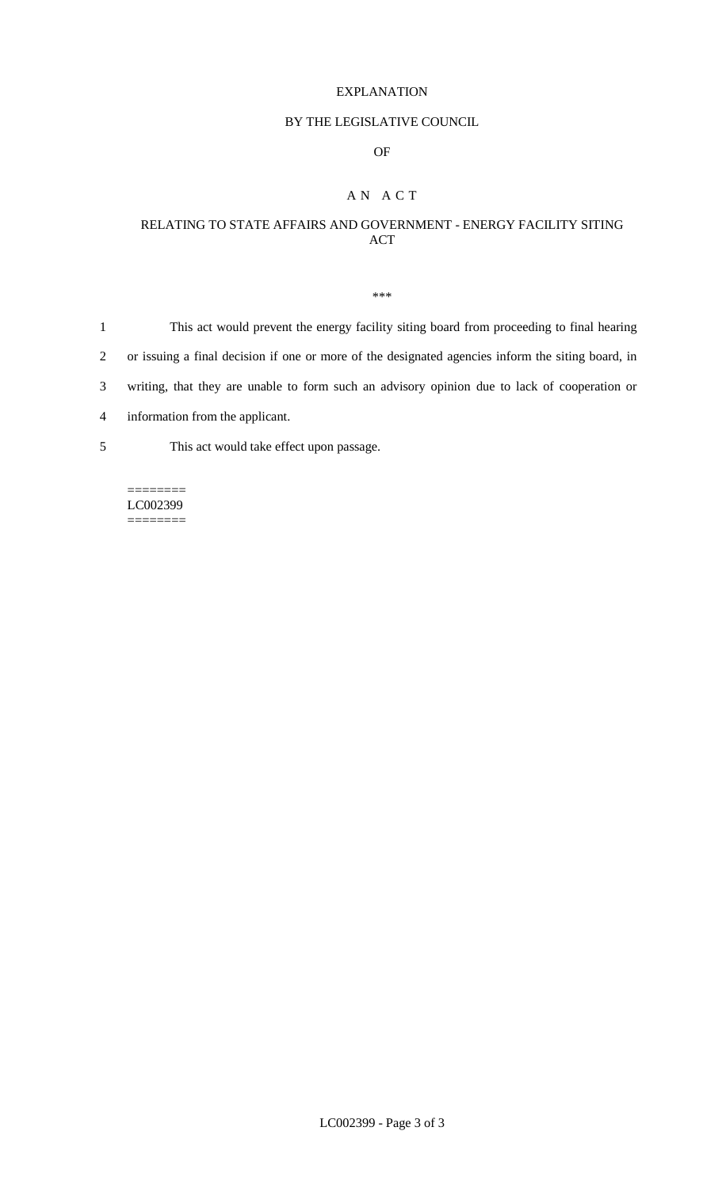EXPLANATION

BY THE LEGISLATIVE COUNCIL

OF

# A N A C T

## RELATING TO STATE AFFAIRS AND GOVERNMENT - ENERGY FACILITY SITING ACT

\*\*\*

1 This act would prevent the energy facility siting board from proceeding to final hearing
2 or issuing a final decision if one or more of the designated agencies inform the siting board, in
3 writing, that they are unable to form such an advisory opinion due to lack of cooperation or
4 information from the applicant.

5 This act would take effect upon passage.

========
LC002399
========